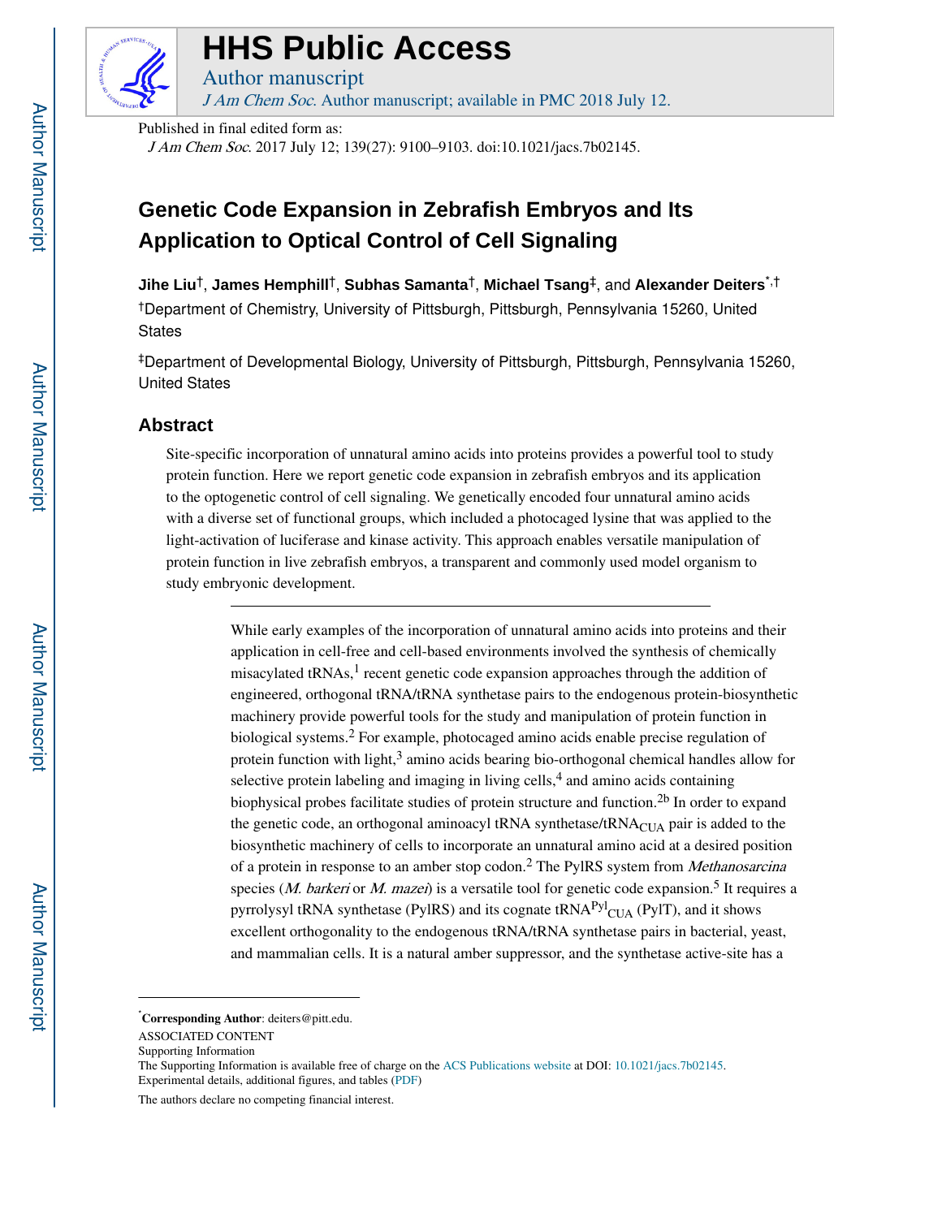Published in final edited form as:

*J Am Chem Soc*. 2017 July 12; 139(27): 9100–9103. doi:10.1021/jacs.7b02145.

# Genetic Code Expansion in Zebrafish Embryos and Its Application to Optical Control of Cell Signaling

**Jihe Liu**[†], **James Hemphill**[†], **Subhas Samanta**[†], **Michael Tsang**[‡], and **Alexander Deiters**[*,†]

[†]Department of Chemistry, University of Pittsburgh, Pittsburgh, Pennsylvania 15260, United States

[‡]Department of Developmental Biology, University of Pittsburgh, Pittsburgh, Pennsylvania 15260, United States

## Abstract

Site-specific incorporation of unnatural amino acids into proteins provides a powerful tool to study protein function. Here we report genetic code expansion in zebrafish embryos and its application to the optogenetic control of cell signaling. We genetically encoded four unnatural amino acids with a diverse set of functional groups, which included a photocaged lysine that was applied to the light-activation of luciferase and kinase activity. This approach enables versatile manipulation of protein function in live zebrafish embryos, a transparent and commonly used model organism to study embryonic development.

---

While early examples of the incorporation of unnatural amino acids into proteins and their application in cell-free and cell-based environments involved the synthesis of chemically misacylated tRNAs,[1] recent genetic code expansion approaches through the addition of engineered, orthogonal tRNA/tRNA synthetase pairs to the endogenous protein-biosynthetic machinery provide powerful tools for the study and manipulation of protein function in biological systems.[2] For example, photocaged amino acids enable precise regulation of protein function with light,[3] amino acids bearing bio-orthogonal chemical handles allow for selective protein labeling and imaging in living cells,[4] and amino acids containing biophysical probes facilitate studies of protein structure and function.[2b] In order to expand the genetic code, an orthogonal aminoacyl tRNA synthetase/$tRNA_{CUA}$ pair is added to the biosynthetic machinery of cells to incorporate an unnatural amino acid at a desired position of a protein in response to an amber stop codon.[2] The PylRS system from *Methanosarcina* species (*M. barkeri* or *M. mazei*) is a versatile tool for genetic code expansion.[5] It requires a pyrrolysyl tRNA synthetase (PylRS) and its cognate $tRNA^{Pyl}_{CUA}$ (PylT), and it shows excellent orthogonality to the endogenous tRNA/tRNA synthetase pairs in bacterial, yeast, and mammalian cells. It is a natural amber suppressor, and the synthetase active-site has a

---

[*]**Corresponding Author**: deiters@pitt.edu.

ASSOCIATED CONTENT

Supporting Information

The Supporting Information is available free of charge on the ACS Publications website at DOI: 10.1021/jacs.7b02145.

Experimental details, additional figures, and tables (PDF)

The authors declare no competing financial interest.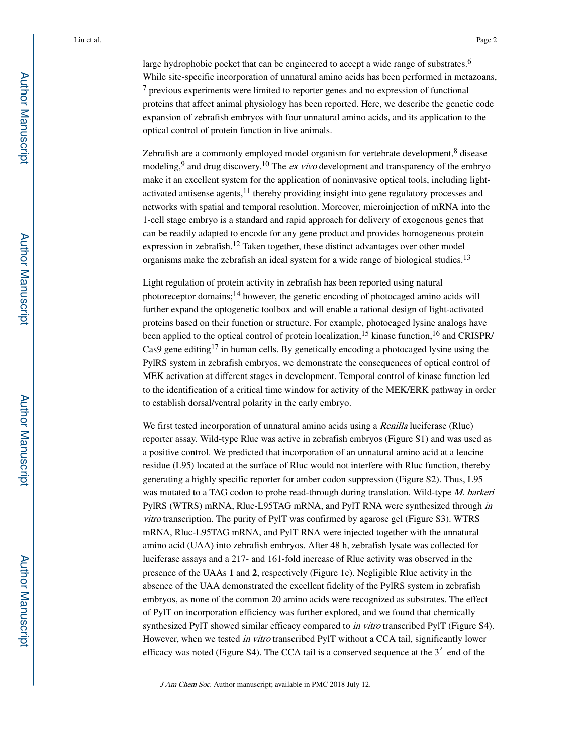large hydrophobic pocket that can be engineered to accept a wide range of substrates.[6] While site-specific incorporation of unnatural amino acids has been performed in metazoans,[7] previous experiments were limited to reporter genes and no expression of functional proteins that affect animal physiology has been reported. Here, we describe the genetic code expansion of zebrafish embryos with four unnatural amino acids, and its application to the optical control of protein function in live animals.

Zebrafish are a commonly employed model organism for vertebrate development,[8] disease modeling,[9] and drug discovery.[10] The *ex vivo* development and transparency of the embryo make it an excellent system for the application of noninvasive optical tools, including light-activated antisense agents,[11] thereby providing insight into gene regulatory processes and networks with spatial and temporal resolution. Moreover, microinjection of mRNA into the 1-cell stage embryo is a standard and rapid approach for delivery of exogenous genes that can be readily adapted to encode for any gene product and provides homogeneous protein expression in zebrafish.[12] Taken together, these distinct advantages over other model organisms make the zebrafish an ideal system for a wide range of biological studies.[13]

Light regulation of protein activity in zebrafish has been reported using natural photoreceptor domains;[14] however, the genetic encoding of photocaged amino acids will further expand the optogenetic toolbox and will enable a rational design of light-activated proteins based on their function or structure. For example, photocaged lysine analogs have been applied to the optical control of protein localization,[15] kinase function,[16] and CRISPR/Cas9 gene editing[17] in human cells. By genetically encoding a photocaged lysine using the PylRS system in zebrafish embryos, we demonstrate the consequences of optical control of MEK activation at different stages in development. Temporal control of kinase function led to the identification of a critical time window for activity of the MEK/ERK pathway in order to establish dorsal/ventral polarity in the early embryo.

We first tested incorporation of unnatural amino acids using a *Renilla* luciferase (Rluc) reporter assay. Wild-type Rluc was active in zebrafish embryos (Figure S1) and was used as a positive control. We predicted that incorporation of an unnatural amino acid at a leucine residue (L95) located at the surface of Rluc would not interfere with Rluc function, thereby generating a highly specific reporter for amber codon suppression (Figure S2). Thus, L95 was mutated to a TAG codon to probe read-through during translation. Wild-type *M. barkeri* PylRS (WTRS) mRNA, Rluc-L95TAG mRNA, and PylT RNA were synthesized through *in vitro* transcription. The purity of PylT was confirmed by agarose gel (Figure S3). WTRS mRNA, Rluc-L95TAG mRNA, and PylT RNA were injected together with the unnatural amino acid (UAA) into zebrafish embryos. After 48 h, zebrafish lysate was collected for luciferase assays and a 217- and 161-fold increase of Rluc activity was observed in the presence of the UAAs **1** and **2**, respectively (Figure 1c). Negligible Rluc activity in the absence of the UAA demonstrated the excellent fidelity of the PylRS system in zebrafish embryos, as none of the common 20 amino acids were recognized as substrates. The effect of PylT on incorporation efficiency was further explored, and we found that chemically synthesized PylT showed similar efficacy compared to *in vitro* transcribed PylT (Figure S4). However, when we tested *in vitro* transcribed PylT without a CCA tail, significantly lower efficacy was noted (Figure S4). The CCA tail is a conserved sequence at the 3′ end of the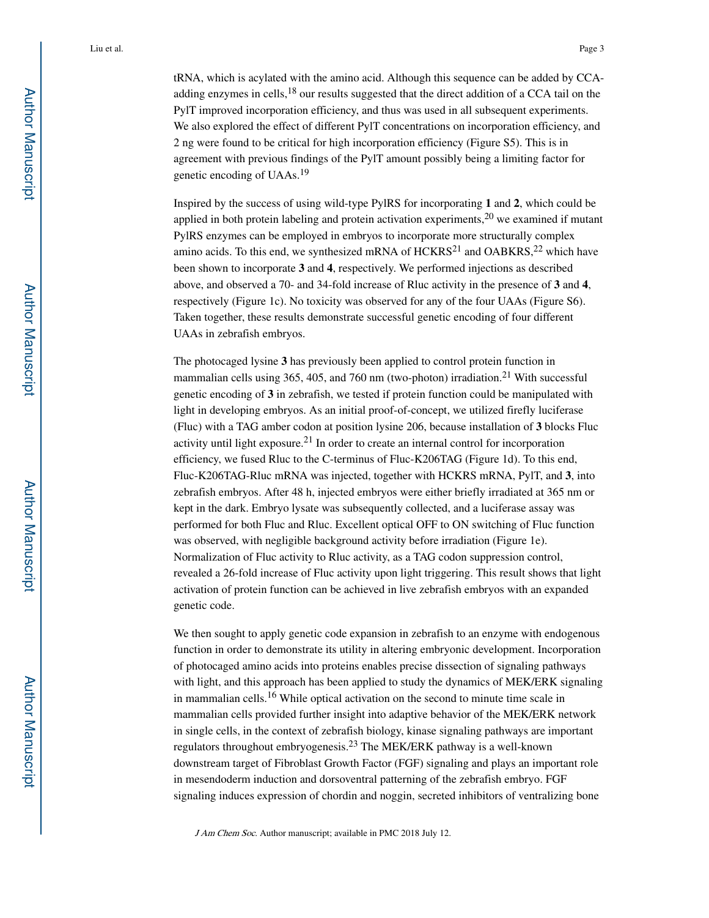tRNA, which is acylated with the amino acid. Although this sequence can be added by CCA-adding enzymes in cells,[18] our results suggested that the direct addition of a CCA tail on the PylT improved incorporation efficiency, and thus was used in all subsequent experiments. We also explored the effect of different PylT concentrations on incorporation efficiency, and 2 ng were found to be critical for high incorporation efficiency (Figure S5). This is in agreement with previous findings of the PylT amount possibly being a limiting factor for genetic encoding of UAAs.[19]

Inspired by the success of using wild-type PylRS for incorporating **1** and **2**, which could be applied in both protein labeling and protein activation experiments,[20] we examined if mutant PylRS enzymes can be employed in embryos to incorporate more structurally complex amino acids. To this end, we synthesized mRNA of HCKRS[21] and OABKRS,[22] which have been shown to incorporate **3** and **4**, respectively. We performed injections as described above, and observed a 70- and 34-fold increase of Rluc activity in the presence of **3** and **4**, respectively (Figure 1c). No toxicity was observed for any of the four UAAs (Figure S6). Taken together, these results demonstrate successful genetic encoding of four different UAAs in zebrafish embryos.

The photocaged lysine **3** has previously been applied to control protein function in mammalian cells using 365, 405, and 760 nm (two-photon) irradiation.[21] With successful genetic encoding of **3** in zebrafish, we tested if protein function could be manipulated with light in developing embryos. As an initial proof-of-concept, we utilized firefly luciferase (Fluc) with a TAG amber codon at position lysine 206, because installation of **3** blocks Fluc activity until light exposure.[21] In order to create an internal control for incorporation efficiency, we fused Rluc to the C-terminus of Fluc-K206TAG (Figure 1d). To this end, Fluc-K206TAG-Rluc mRNA was injected, together with HCKRS mRNA, PylT, and **3**, into zebrafish embryos. After 48 h, injected embryos were either briefly irradiated at 365 nm or kept in the dark. Embryo lysate was subsequently collected, and a luciferase assay was performed for both Fluc and Rluc. Excellent optical OFF to ON switching of Fluc function was observed, with negligible background activity before irradiation (Figure 1e). Normalization of Fluc activity to Rluc activity, as a TAG codon suppression control, revealed a 26-fold increase of Fluc activity upon light triggering. This result shows that light activation of protein function can be achieved in live zebrafish embryos with an expanded genetic code.

We then sought to apply genetic code expansion in zebrafish to an enzyme with endogenous function in order to demonstrate its utility in altering embryonic development. Incorporation of photocaged amino acids into proteins enables precise dissection of signaling pathways with light, and this approach has been applied to study the dynamics of MEK/ERK signaling in mammalian cells.[16] While optical activation on the second to minute time scale in mammalian cells provided further insight into adaptive behavior of the MEK/ERK network in single cells, in the context of zebrafish biology, kinase signaling pathways are important regulators throughout embryogenesis.[23] The MEK/ERK pathway is a well-known downstream target of Fibroblast Growth Factor (FGF) signaling and plays an important role in mesendoderm induction and dorsoventral patterning of the zebrafish embryo. FGF signaling induces expression of chordin and noggin, secreted inhibitors of ventralizing bone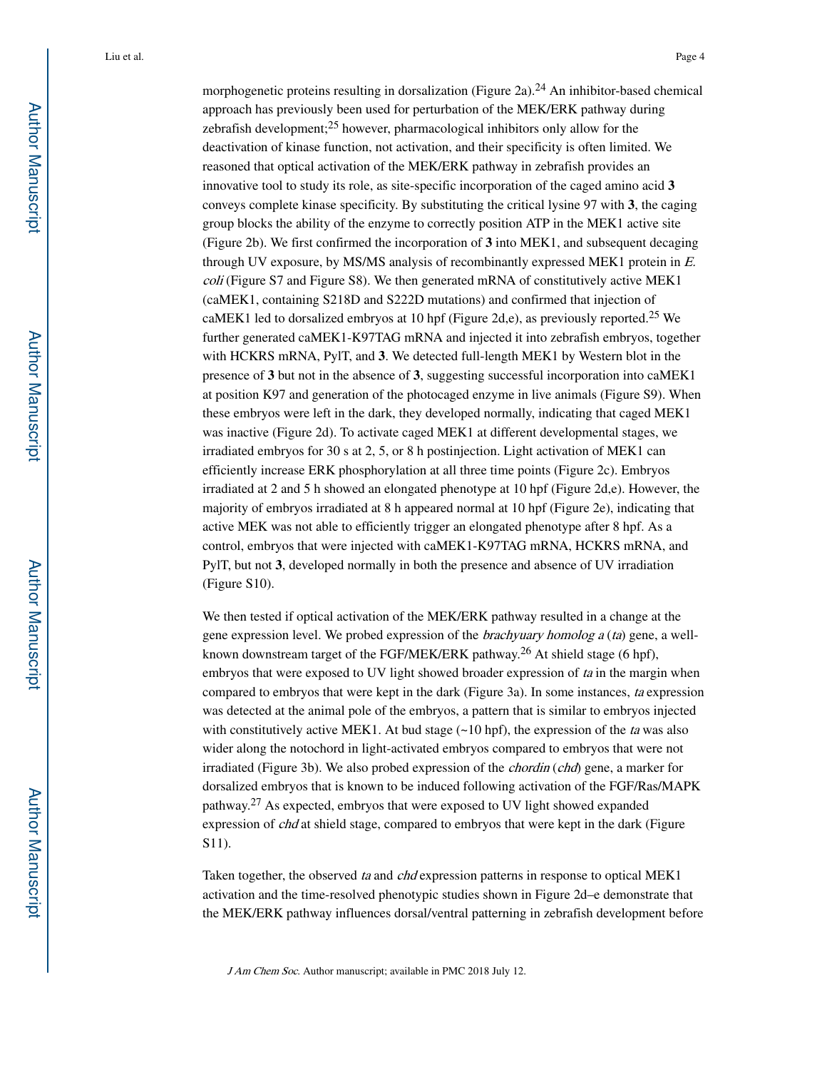morphogenetic proteins resulting in dorsalization (Figure 2a).[24] An inhibitor-based chemical approach has previously been used for perturbation of the MEK/ERK pathway during zebrafish development;[25] however, pharmacological inhibitors only allow for the deactivation of kinase function, not activation, and their specificity is often limited. We reasoned that optical activation of the MEK/ERK pathway in zebrafish provides an innovative tool to study its role, as site-specific incorporation of the caged amino acid **3** conveys complete kinase specificity. By substituting the critical lysine 97 with **3**, the caging group blocks the ability of the enzyme to correctly position ATP in the MEK1 active site (Figure 2b). We first confirmed the incorporation of **3** into MEK1, and subsequent decaging through UV exposure, by MS/MS analysis of recombinantly expressed MEK1 protein in *E. coli* (Figure S7 and Figure S8). We then generated mRNA of constitutively active MEK1 (caMEK1, containing S218D and S222D mutations) and confirmed that injection of caMEK1 led to dorsalized embryos at 10 hpf (Figure 2d,e), as previously reported.[25] We further generated caMEK1-K97TAG mRNA and injected it into zebrafish embryos, together with HCKRS mRNA, PylT, and **3**. We detected full-length MEK1 by Western blot in the presence of **3** but not in the absence of **3**, suggesting successful incorporation into caMEK1 at position K97 and generation of the photocaged enzyme in live animals (Figure S9). When these embryos were left in the dark, they developed normally, indicating that caged MEK1 was inactive (Figure 2d). To activate caged MEK1 at different developmental stages, we irradiated embryos for 30 s at 2, 5, or 8 h postinjection. Light activation of MEK1 can efficiently increase ERK phosphorylation at all three time points (Figure 2c). Embryos irradiated at 2 and 5 h showed an elongated phenotype at 10 hpf (Figure 2d,e). However, the majority of embryos irradiated at 8 h appeared normal at 10 hpf (Figure 2e), indicating that active MEK was not able to efficiently trigger an elongated phenotype after 8 hpf. As a control, embryos that were injected with caMEK1-K97TAG mRNA, HCKRS mRNA, and PylT, but not **3**, developed normally in both the presence and absence of UV irradiation (Figure S10).

We then tested if optical activation of the MEK/ERK pathway resulted in a change at the gene expression level. We probed expression of the *brachyuary homolog a* (*ta*) gene, a well-known downstream target of the FGF/MEK/ERK pathway.[26] At shield stage (6 hpf), embryos that were exposed to UV light showed broader expression of *ta* in the margin when compared to embryos that were kept in the dark (Figure 3a). In some instances, *ta* expression was detected at the animal pole of the embryos, a pattern that is similar to embryos injected with constitutively active MEK1. At bud stage (~10 hpf), the expression of the *ta* was also wider along the notochord in light-activated embryos compared to embryos that were not irradiated (Figure 3b). We also probed expression of the *chordin* (*chd*) gene, a marker for dorsalized embryos that is known to be induced following activation of the FGF/Ras/MAPK pathway.[27] As expected, embryos that were exposed to UV light showed expanded expression of *chd* at shield stage, compared to embryos that were kept in the dark (Figure S11).

Taken together, the observed *ta* and *chd* expression patterns in response to optical MEK1 activation and the time-resolved phenotypic studies shown in Figure 2d–e demonstrate that the MEK/ERK pathway influences dorsal/ventral patterning in zebrafish development before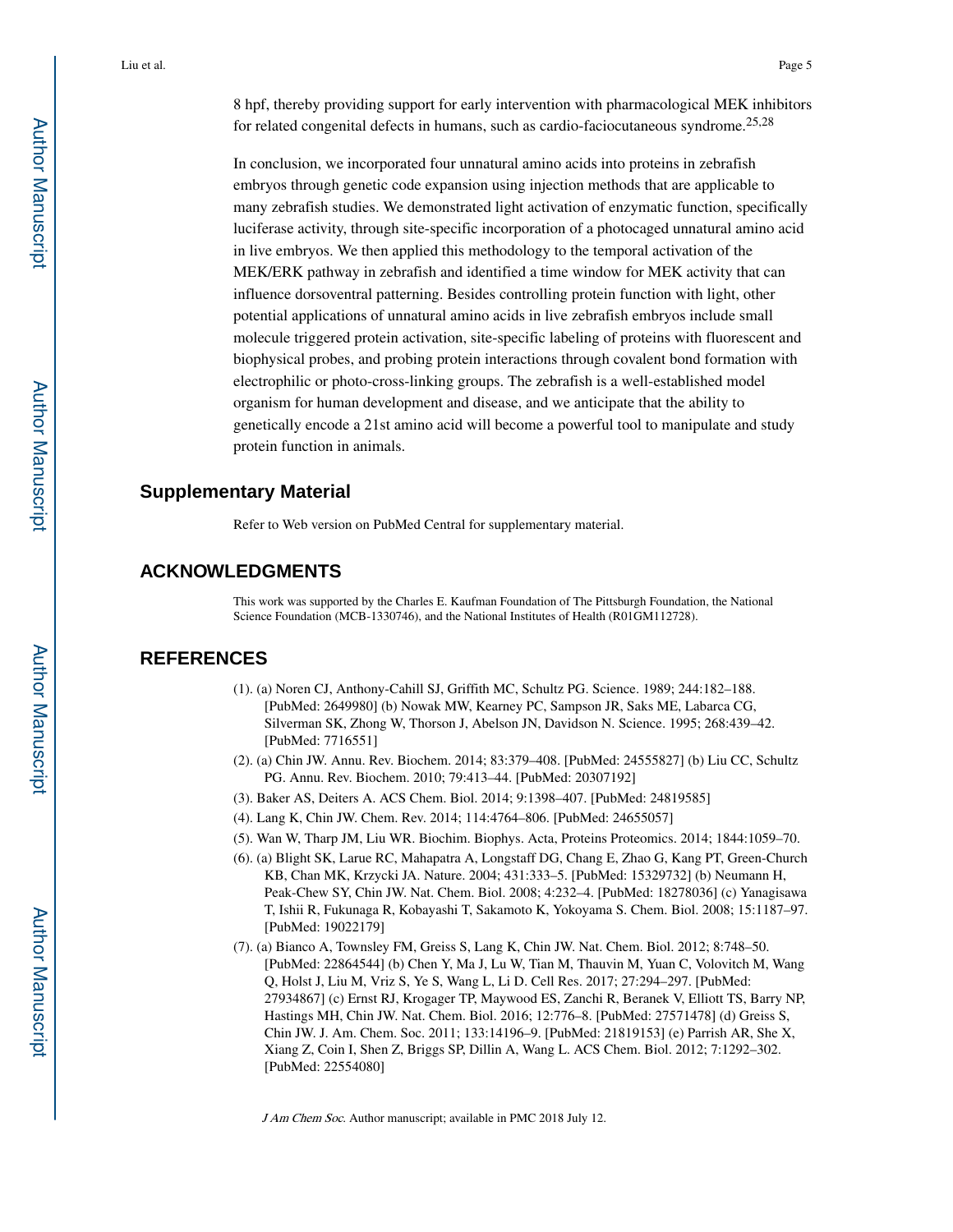8 hpf, thereby providing support for early intervention with pharmacological MEK inhibitors for related congenital defects in humans, such as cardio-faciocutaneous syndrome.[25,28]

In conclusion, we incorporated four unnatural amino acids into proteins in zebrafish embryos through genetic code expansion using injection methods that are applicable to many zebrafish studies. We demonstrated light activation of enzymatic function, specifically luciferase activity, through site-specific incorporation of a photocaged unnatural amino acid in live embryos. We then applied this methodology to the temporal activation of the MEK/ERK pathway in zebrafish and identified a time window for MEK activity that can influence dorsoventral patterning. Besides controlling protein function with light, other potential applications of unnatural amino acids in live zebrafish embryos include small molecule triggered protein activation, site-specific labeling of proteins with fluorescent and biophysical probes, and probing protein interactions through covalent bond formation with electrophilic or photo-cross-linking groups. The zebrafish is a well-established model organism for human development and disease, and we anticipate that the ability to genetically encode a 21st amino acid will become a powerful tool to manipulate and study protein function in animals.

## Supplementary Material

Refer to Web version on PubMed Central for supplementary material.

## ACKNOWLEDGMENTS

This work was supported by the Charles E. Kaufman Foundation of The Pittsburgh Foundation, the National Science Foundation (MCB-1330746), and the National Institutes of Health (R01GM112728).

## REFERENCES

(1). (a) Noren CJ, Anthony-Cahill SJ, Griffith MC, Schultz PG. Science. 1989; 244:182–188. [PubMed: 2649980] (b) Nowak MW, Kearney PC, Sampson JR, Saks ME, Labarca CG, Silverman SK, Zhong W, Thorson J, Abelson JN, Davidson N. Science. 1995; 268:439–42. [PubMed: 7716551]

(2). (a) Chin JW. Annu. Rev. Biochem. 2014; 83:379–408. [PubMed: 24555827] (b) Liu CC, Schultz PG. Annu. Rev. Biochem. 2010; 79:413–44. [PubMed: 20307192]

(3). Baker AS, Deiters A. ACS Chem. Biol. 2014; 9:1398–407. [PubMed: 24819585]

(4). Lang K, Chin JW. Chem. Rev. 2014; 114:4764–806. [PubMed: 24655057]

(5). Wan W, Tharp JM, Liu WR. Biochim. Biophys. Acta, Proteins Proteomics. 2014; 1844:1059–70.

(6). (a) Blight SK, Larue RC, Mahapatra A, Longstaff DG, Chang E, Zhao G, Kang PT, Green-Church KB, Chan MK, Krzycki JA. Nature. 2004; 431:333–5. [PubMed: 15329732] (b) Neumann H, Peak-Chew SY, Chin JW. Nat. Chem. Biol. 2008; 4:232–4. [PubMed: 18278036] (c) Yanagisawa T, Ishii R, Fukunaga R, Kobayashi T, Sakamoto K, Yokoyama S. Chem. Biol. 2008; 15:1187–97. [PubMed: 19022179]

(7). (a) Bianco A, Townsley FM, Greiss S, Lang K, Chin JW. Nat. Chem. Biol. 2012; 8:748–50. [PubMed: 22864544] (b) Chen Y, Ma J, Lu W, Tian M, Thauvin M, Yuan C, Volovitch M, Wang Q, Holst J, Liu M, Vriz S, Ye S, Wang L, Li D. Cell Res. 2017; 27:294–297. [PubMed: 27934867] (c) Ernst RJ, Krogager TP, Maywood ES, Zanchi R, Beranek V, Elliott TS, Barry NP, Hastings MH, Chin JW. Nat. Chem. Biol. 2016; 12:776–8. [PubMed: 27571478] (d) Greiss S, Chin JW. J. Am. Chem. Soc. 2011; 133:14196–9. [PubMed: 21819153] (e) Parrish AR, She X, Xiang Z, Coin I, Shen Z, Briggs SP, Dillin A, Wang L. ACS Chem. Biol. 2012; 7:1292–302. [PubMed: 22554080]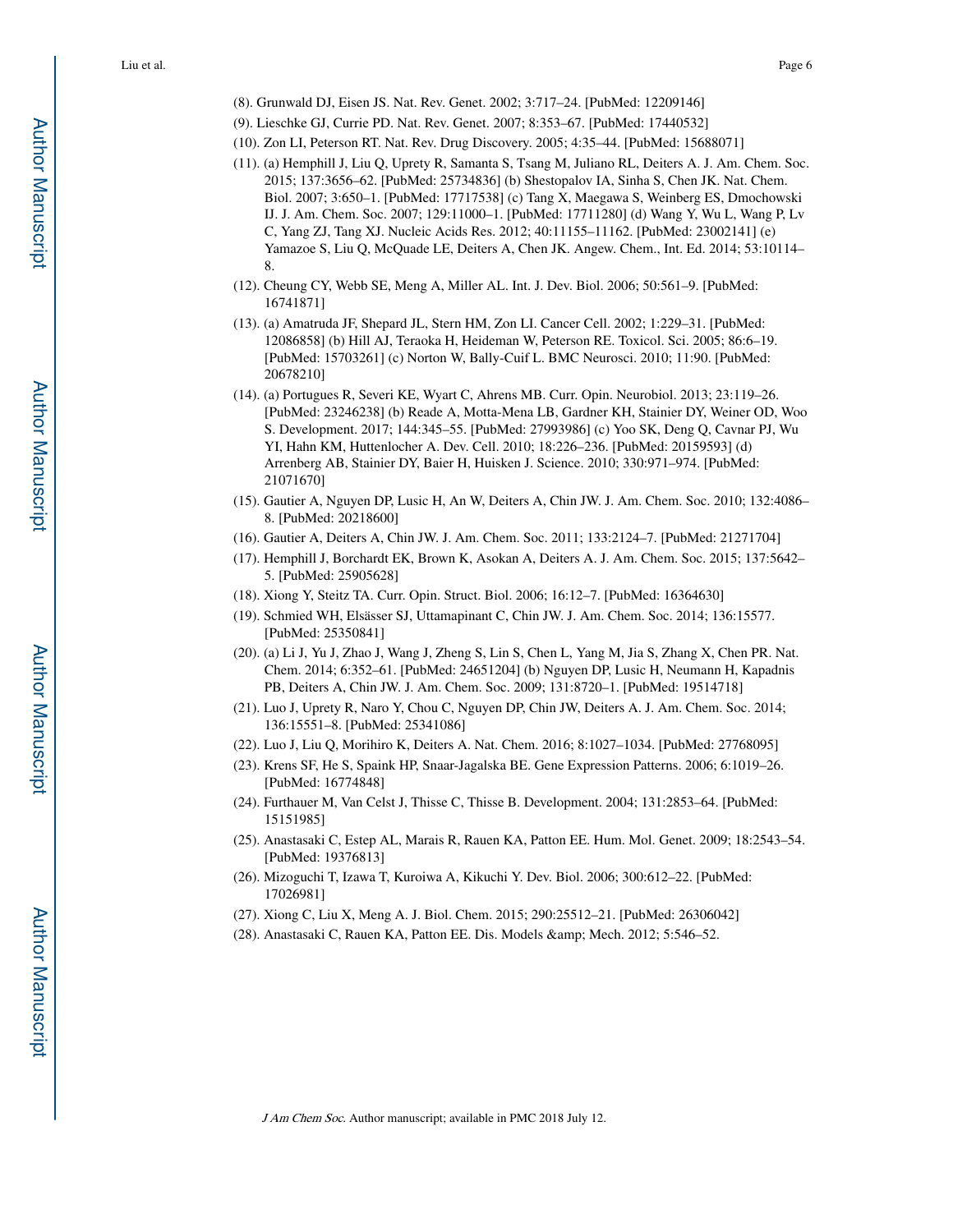(8). Grunwald DJ, Eisen JS. Nat. Rev. Genet. 2002; 3:717–24. [PubMed: 12209146]

(9). Lieschke GJ, Currie PD. Nat. Rev. Genet. 2007; 8:353–67. [PubMed: 17440532]

(10). Zon LI, Peterson RT. Nat. Rev. Drug Discovery. 2005; 4:35–44. [PubMed: 15688071]

(11). (a) Hemphill J, Liu Q, Uprety R, Samanta S, Tsang M, Juliano RL, Deiters A. J. Am. Chem. Soc. 2015; 137:3656–62. [PubMed: 25734836] (b) Shestopalov IA, Sinha S, Chen JK. Nat. Chem. Biol. 2007; 3:650–1. [PubMed: 17717538] (c) Tang X, Maegawa S, Weinberg ES, Dmochowski IJ. J. Am. Chem. Soc. 2007; 129:11000–1. [PubMed: 17711280] (d) Wang Y, Wu L, Wang P, Lv C, Yang ZJ, Tang XJ. Nucleic Acids Res. 2012; 40:11155–11162. [PubMed: 23002141] (e) Yamazoe S, Liu Q, McQuade LE, Deiters A, Chen JK. Angew. Chem., Int. Ed. 2014; 53:10114–8.

(12). Cheung CY, Webb SE, Meng A, Miller AL. Int. J. Dev. Biol. 2006; 50:561–9. [PubMed: 16741871]

(13). (a) Amatruda JF, Shepard JL, Stern HM, Zon LI. Cancer Cell. 2002; 1:229–31. [PubMed: 12086858] (b) Hill AJ, Teraoka H, Heideman W, Peterson RE. Toxicol. Sci. 2005; 86:6–19. [PubMed: 15703261] (c) Norton W, Bally-Cuif L. BMC Neurosci. 2010; 11:90. [PubMed: 20678210]

(14). (a) Portugues R, Severi KE, Wyart C, Ahrens MB. Curr. Opin. Neurobiol. 2013; 23:119–26. [PubMed: 23246238] (b) Reade A, Motta-Mena LB, Gardner KH, Stainier DY, Weiner OD, Woo S. Development. 2017; 144:345–55. [PubMed: 27993986] (c) Yoo SK, Deng Q, Cavnar PJ, Wu YI, Hahn KM, Huttenlocher A. Dev. Cell. 2010; 18:226–236. [PubMed: 20159593] (d) Arrenberg AB, Stainier DY, Baier H, Huisken J. Science. 2010; 330:971–974. [PubMed: 21071670]

(15). Gautier A, Nguyen DP, Lusic H, An W, Deiters A, Chin JW. J. Am. Chem. Soc. 2010; 132:4086–8. [PubMed: 20218600]

(16). Gautier A, Deiters A, Chin JW. J. Am. Chem. Soc. 2011; 133:2124–7. [PubMed: 21271704]

(17). Hemphill J, Borchardt EK, Brown K, Asokan A, Deiters A. J. Am. Chem. Soc. 2015; 137:5642–5. [PubMed: 25905628]

(18). Xiong Y, Steitz TA. Curr. Opin. Struct. Biol. 2006; 16:12–7. [PubMed: 16364630]

(19). Schmied WH, Elsässer SJ, Uttamapinant C, Chin JW. J. Am. Chem. Soc. 2014; 136:15577. [PubMed: 25350841]

(20). (a) Li J, Yu J, Zhao J, Wang J, Zheng S, Lin S, Chen L, Yang M, Jia S, Zhang X, Chen PR. Nat. Chem. 2014; 6:352–61. [PubMed: 24651204] (b) Nguyen DP, Lusic H, Neumann H, Kapadnis PB, Deiters A, Chin JW. J. Am. Chem. Soc. 2009; 131:8720–1. [PubMed: 19514718]

(21). Luo J, Uprety R, Naro Y, Chou C, Nguyen DP, Chin JW, Deiters A. J. Am. Chem. Soc. 2014; 136:15551–8. [PubMed: 25341086]

(22). Luo J, Liu Q, Morihiro K, Deiters A. Nat. Chem. 2016; 8:1027–1034. [PubMed: 27768095]

(23). Krens SF, He S, Spaink HP, Snaar-Jagalska BE. Gene Expression Patterns. 2006; 6:1019–26. [PubMed: 16774848]

(24). Furthauer M, Van Celst J, Thisse C, Thisse B. Development. 2004; 131:2853–64. [PubMed: 15151985]

(25). Anastasaki C, Estep AL, Marais R, Rauen KA, Patton EE. Hum. Mol. Genet. 2009; 18:2543–54. [PubMed: 19376813]

(26). Mizoguchi T, Izawa T, Kuroiwa A, Kikuchi Y. Dev. Biol. 2006; 300:612–22. [PubMed: 17026981]

(27). Xiong C, Liu X, Meng A. J. Biol. Chem. 2015; 290:25512–21. [PubMed: 26306042]

(28). Anastasaki C, Rauen KA, Patton EE. Dis. Models &amp; Mech. 2012; 5:546–52.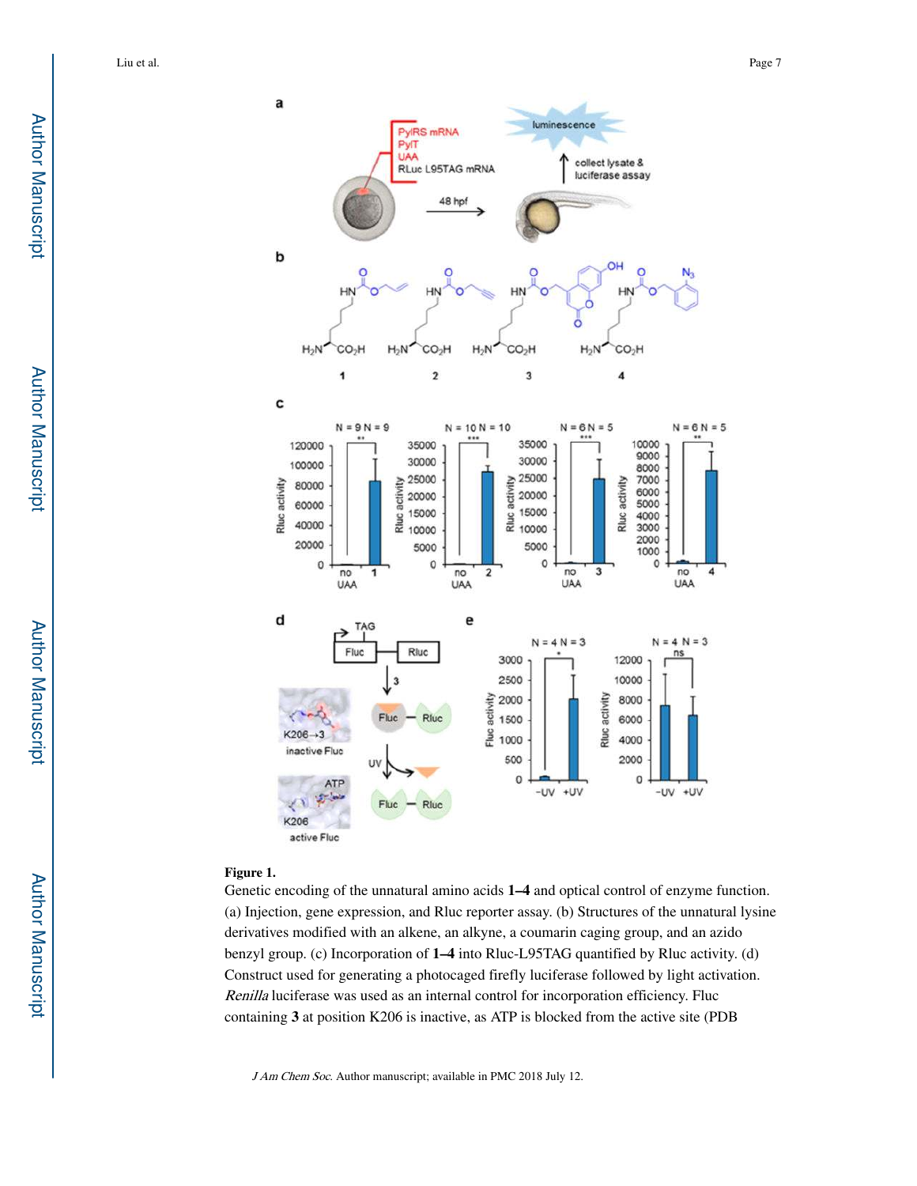**Figure 1.**

Genetic encoding of the unnatural amino acids **1–4** and optical control of enzyme function. (a) Injection, gene expression, and Rluc reporter assay. (b) Structures of the unnatural lysine derivatives modified with an alkene, an alkyne, a coumarin caging group, and an azido benzyl group. (c) Incorporation of **1–4** into Rluc-L95TAG quantified by Rluc activity. (d) Construct used for generating a photocaged firefly luciferase followed by light activation. *Renilla* luciferase was used as an internal control for incorporation efficiency. Fluc containing **3** at position K206 is inactive, as ATP is blocked from the active site (PDB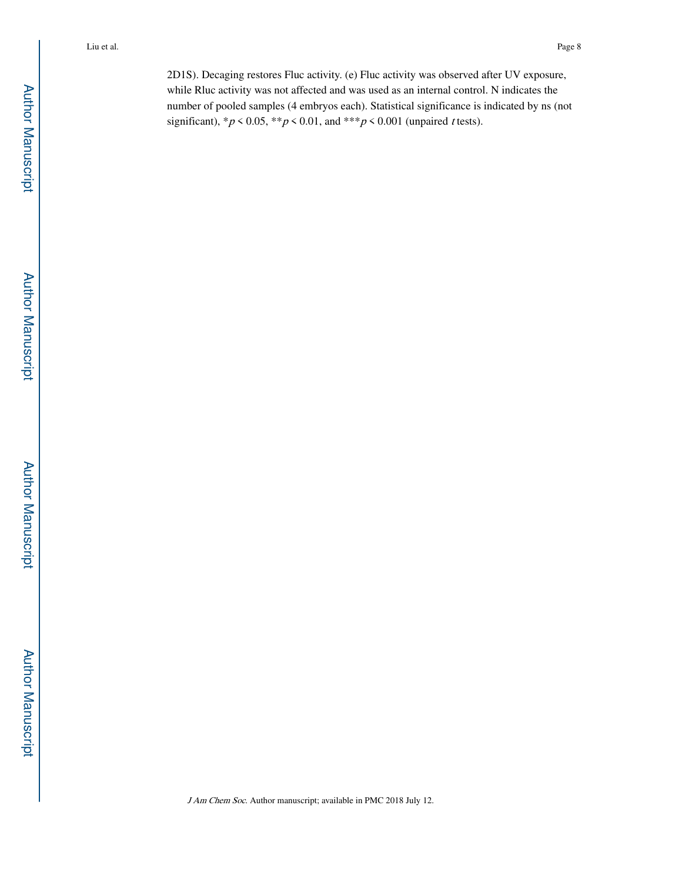2D1S). Decaging restores Fluc activity. (e) Fluc activity was observed after UV exposure, while Rluc activity was not affected and was used as an internal control. N indicates the number of pooled samples (4 embryos each). Statistical significance is indicated by ns (not significant), *$p < 0.05$, **$p < 0.01$, and ***$p < 0.001$ (unpaired $t$ tests).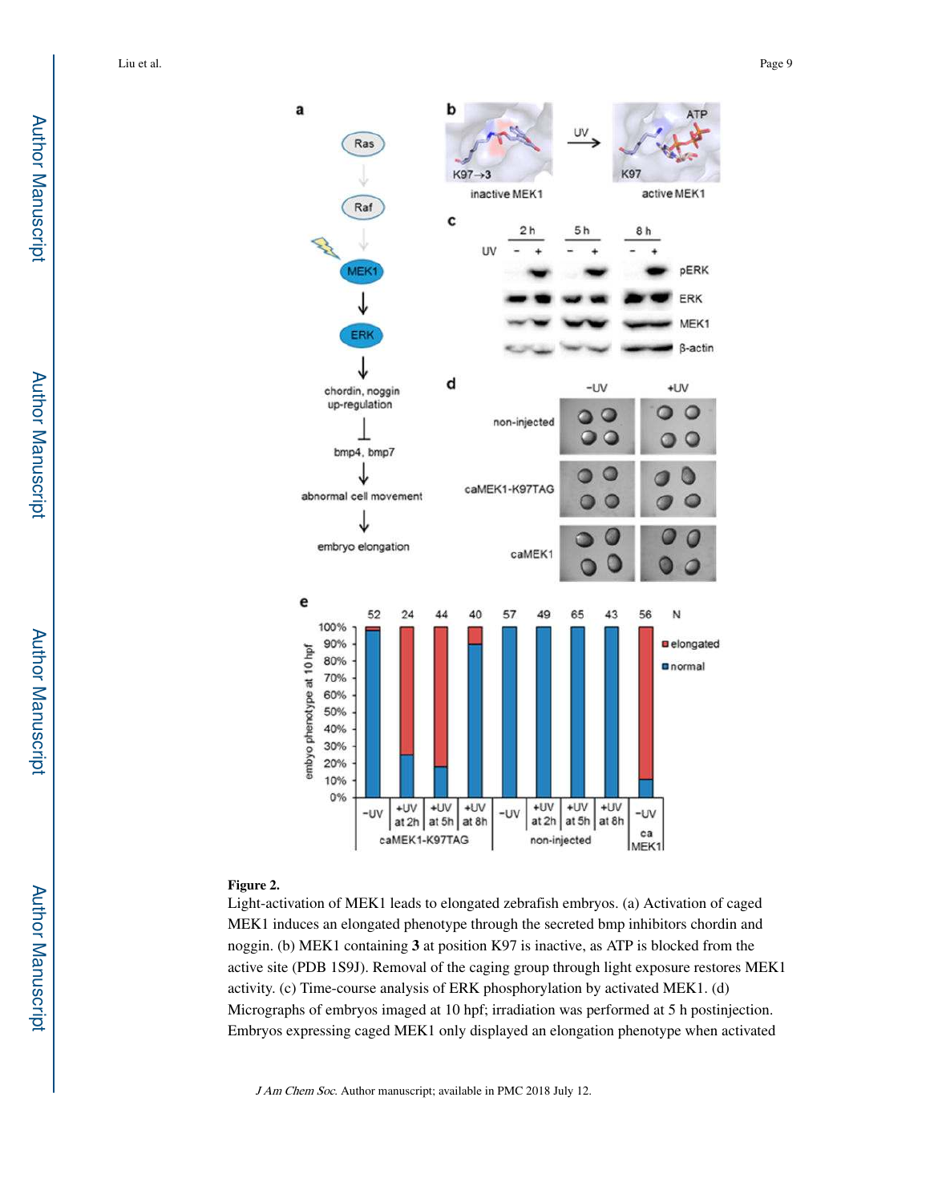**Figure 2.**

Light-activation of MEK1 leads to elongated zebrafish embryos. (a) Activation of caged MEK1 induces an elongated phenotype through the secreted bmp inhibitors chordin and noggin. (b) MEK1 containing **3** at position K97 is inactive, as ATP is blocked from the active site (PDB 1S9J). Removal of the caging group through light exposure restores MEK1 activity. (c) Time-course analysis of ERK phosphorylation by activated MEK1. (d) Micrographs of embryos imaged at 10 hpf; irradiation was performed at 5 h postinjection. Embryos expressing caged MEK1 only displayed an elongation phenotype when activated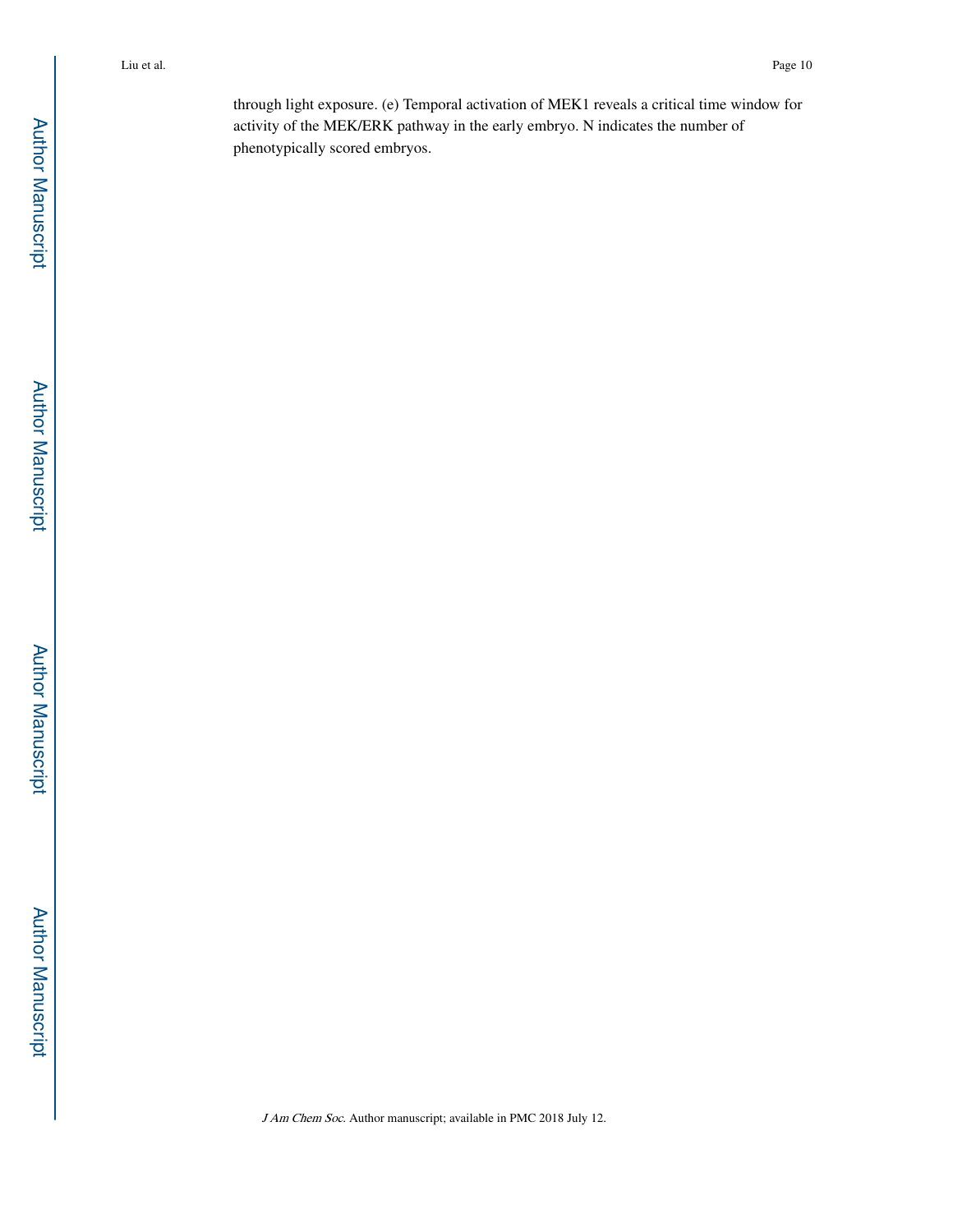through light exposure. (e) Temporal activation of MEK1 reveals a critical time window for activity of the MEK/ERK pathway in the early embryo. N indicates the number of phenotypically scored embryos.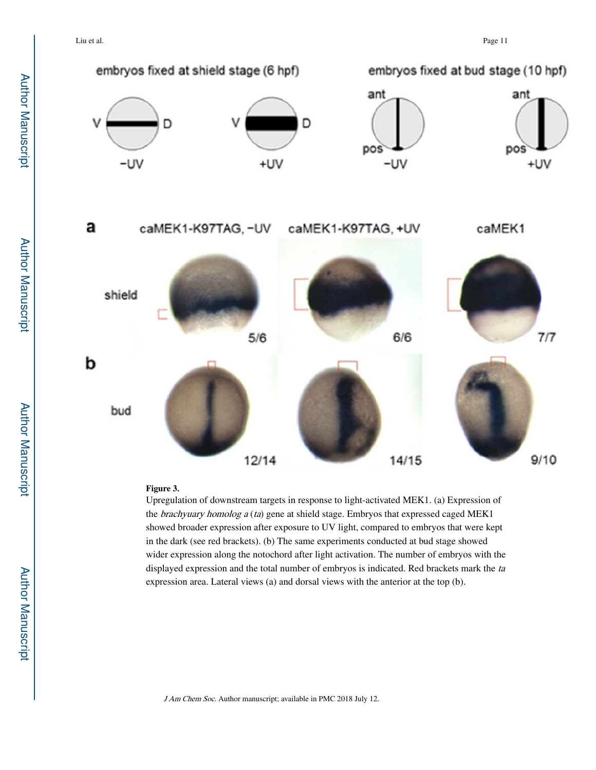embryos fixed at shield stage (6 hpf)

V D −UV

V D +UV

embryos fixed at bud stage (10 hpf)

ant pos −UV

ant pos +UV

a

caMEK1-K97TAG, −UV

caMEK1-K97TAG, +UV

caMEK1

shield

5/6

6/6

7/7

b

bud

12/14

14/15

9/10

**Figure 3.**

Upregulation of downstream targets in response to light-activated MEK1. (a) Expression of the *brachyuary homolog a* (*ta*) gene at shield stage. Embryos that expressed caged MEK1 showed broader expression after exposure to UV light, compared to embryos that were kept in the dark (see red brackets). (b) The same experiments conducted at bud stage showed wider expression along the notochord after light activation. The number of embryos with the displayed expression and the total number of embryos is indicated. Red brackets mark the *ta* expression area. Lateral views (a) and dorsal views with the anterior at the top (b).